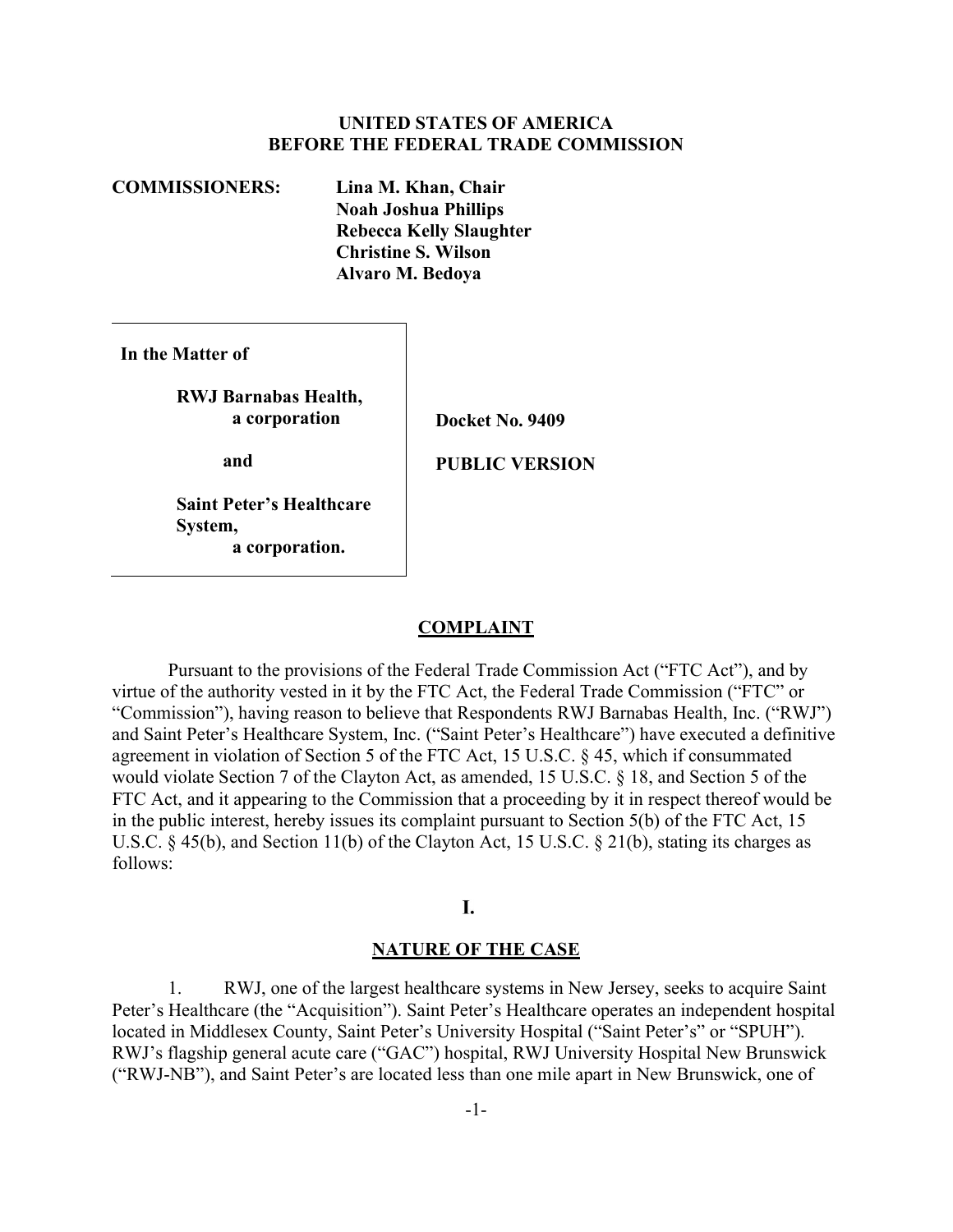**UNITED STATES OF AMERICA**
**BEFORE THE FEDERAL TRADE COMMISSION**

**COMMISSIONERS:** **Lina M. Khan, Chair**
**Noah Joshua Phillips**
**Rebecca Kelly Slaughter**
**Christine S. Wilson**
**Alvaro M. Bedoya**

| | |
|---|---|
| **In the Matter of** <br><br> **RWJ Barnabas Health, a corporation** <br><br> **and** <br><br> **Saint Peter's Healthcare System, a corporation.** | **Docket No. 9409** <br><br> **PUBLIC VERSION** |

## COMPLAINT

Pursuant to the provisions of the Federal Trade Commission Act ("FTC Act"), and by virtue of the authority vested in it by the FTC Act, the Federal Trade Commission ("FTC" or "Commission"), having reason to believe that Respondents RWJ Barnabas Health, Inc. ("RWJ") and Saint Peter's Healthcare System, Inc. ("Saint Peter's Healthcare") have executed a definitive agreement in violation of Section 5 of the FTC Act, 15 U.S.C. § 45, which if consummated would violate Section 7 of the Clayton Act, as amended, 15 U.S.C. § 18, and Section 5 of the FTC Act, and it appearing to the Commission that a proceeding by it in respect thereof would be in the public interest, hereby issues its complaint pursuant to Section 5(b) of the FTC Act, 15 U.S.C. § 45(b), and Section 11(b) of the Clayton Act, 15 U.S.C. § 21(b), stating its charges as follows:

## I.

## NATURE OF THE CASE

1. RWJ, one of the largest healthcare systems in New Jersey, seeks to acquire Saint Peter's Healthcare (the "Acquisition"). Saint Peter's Healthcare operates an independent hospital located in Middlesex County, Saint Peter's University Hospital ("Saint Peter's" or "SPUH"). RWJ's flagship general acute care ("GAC") hospital, RWJ University Hospital New Brunswick ("RWJ-NB"), and Saint Peter's are located less than one mile apart in New Brunswick, one of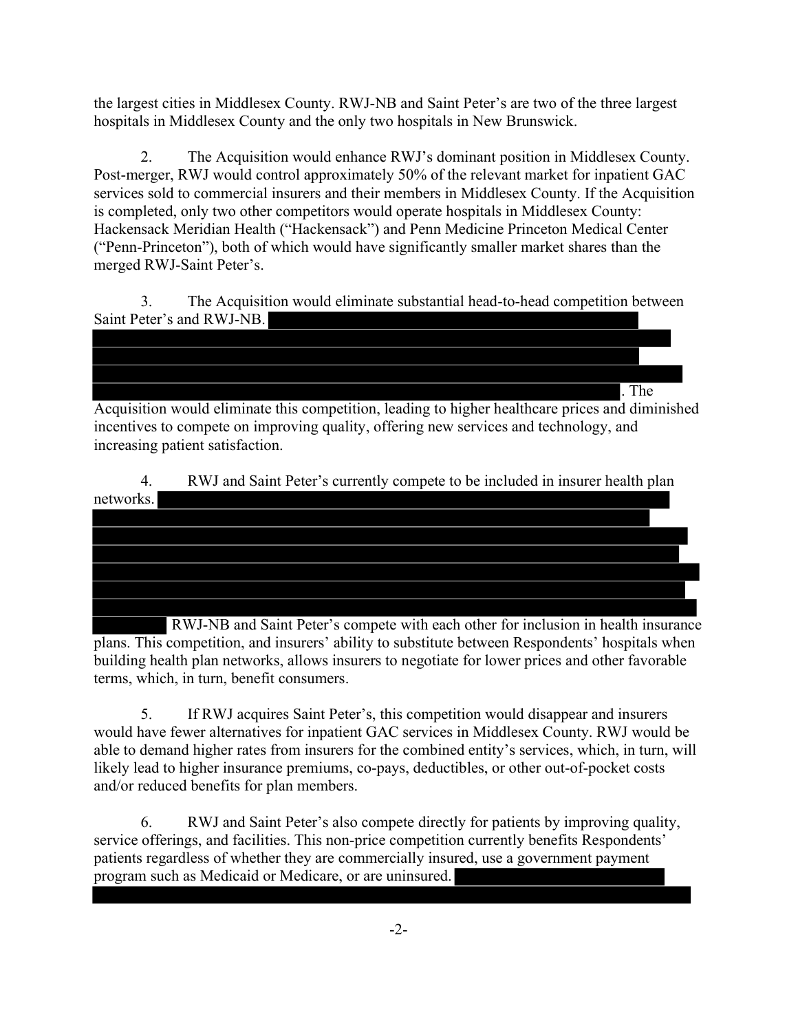the largest cities in Middlesex County. RWJ-NB and Saint Peter's are two of the three largest hospitals in Middlesex County and the only two hospitals in New Brunswick.

2. The Acquisition would enhance RWJ's dominant position in Middlesex County. Post-merger, RWJ would control approximately 50% of the relevant market for inpatient GAC services sold to commercial insurers and their members in Middlesex County. If the Acquisition is completed, only two other competitors would operate hospitals in Middlesex County: Hackensack Meridian Health ("Hackensack") and Penn Medicine Princeton Medical Center ("Penn-Princeton"), both of which would have significantly smaller market shares than the merged RWJ-Saint Peter's.

3. The Acquisition would eliminate substantial head-to-head competition between Saint Peter's and RWJ-NB. [REDACTED]. The Acquisition would eliminate this competition, leading to higher healthcare prices and diminished incentives to compete on improving quality, offering new services and technology, and increasing patient satisfaction.

4. RWJ and Saint Peter's currently compete to be included in insurer health plan networks. [REDACTED] RWJ-NB and Saint Peter's compete with each other for inclusion in health insurance plans. This competition, and insurers' ability to substitute between Respondents' hospitals when building health plan networks, allows insurers to negotiate for lower prices and other favorable terms, which, in turn, benefit consumers.

5. If RWJ acquires Saint Peter's, this competition would disappear and insurers would have fewer alternatives for inpatient GAC services in Middlesex County. RWJ would be able to demand higher rates from insurers for the combined entity's services, which, in turn, will likely lead to higher insurance premiums, co-pays, deductibles, or other out-of-pocket costs and/or reduced benefits for plan members.

6. RWJ and Saint Peter's also compete directly for patients by improving quality, service offerings, and facilities. This non-price competition currently benefits Respondents' patients regardless of whether they are commercially insured, use a government payment program such as Medicaid or Medicare, or are uninsured. [REDACTED]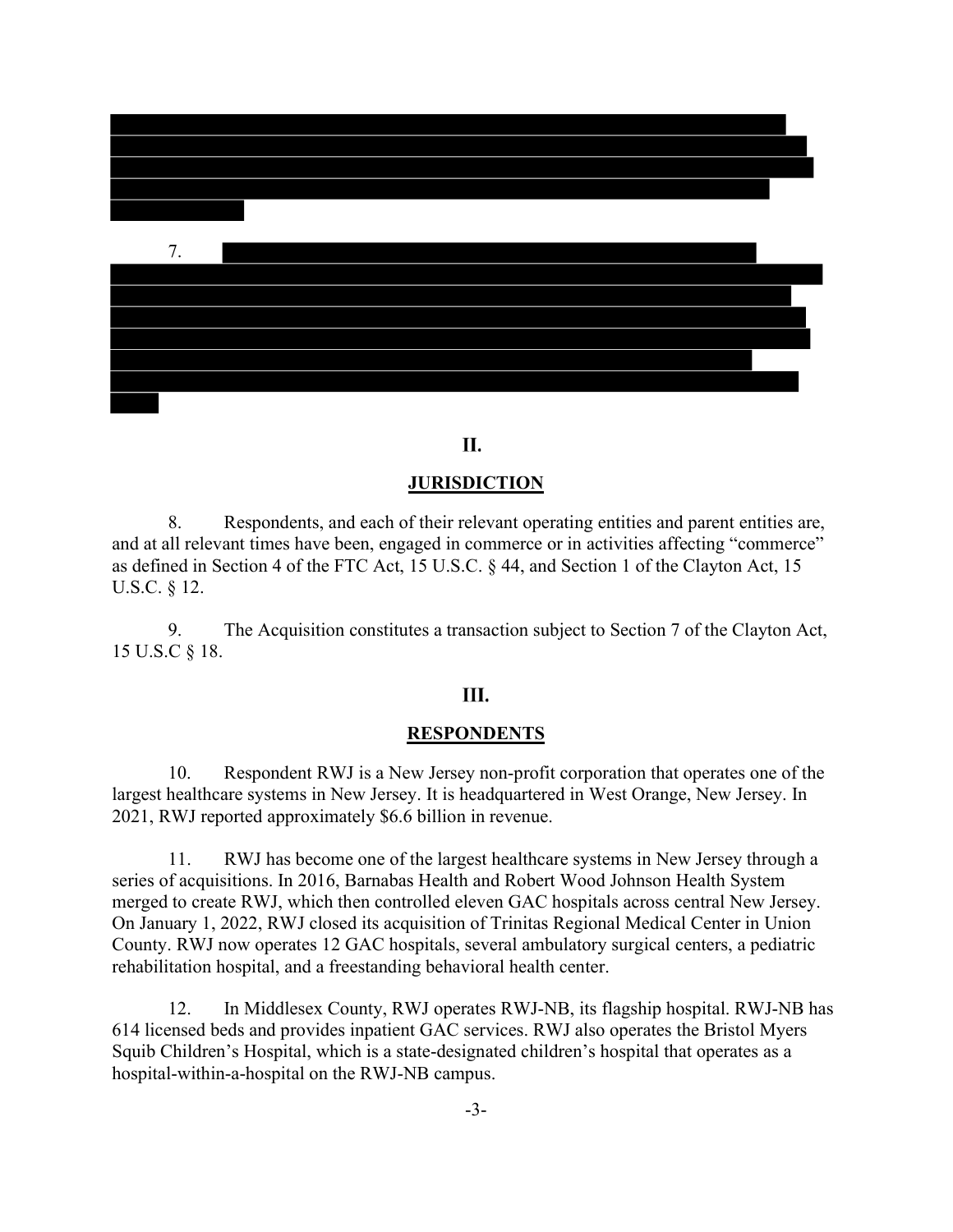7.

## II.

## JURISDICTION

8. Respondents, and each of their relevant operating entities and parent entities are, and at all relevant times have been, engaged in commerce or in activities affecting "commerce" as defined in Section 4 of the FTC Act, 15 U.S.C. § 44, and Section 1 of the Clayton Act, 15 U.S.C. § 12.

9. The Acquisition constitutes a transaction subject to Section 7 of the Clayton Act, 15 U.S.C § 18.

## III.

## RESPONDENTS

10. Respondent RWJ is a New Jersey non-profit corporation that operates one of the largest healthcare systems in New Jersey. It is headquartered in West Orange, New Jersey. In 2021, RWJ reported approximately $6.6 billion in revenue.

11. RWJ has become one of the largest healthcare systems in New Jersey through a series of acquisitions. In 2016, Barnabas Health and Robert Wood Johnson Health System merged to create RWJ, which then controlled eleven GAC hospitals across central New Jersey. On January 1, 2022, RWJ closed its acquisition of Trinitas Regional Medical Center in Union County. RWJ now operates 12 GAC hospitals, several ambulatory surgical centers, a pediatric rehabilitation hospital, and a freestanding behavioral health center.

12. In Middlesex County, RWJ operates RWJ-NB, its flagship hospital. RWJ-NB has 614 licensed beds and provides inpatient GAC services. RWJ also operates the Bristol Myers Squib Children's Hospital, which is a state-designated children's hospital that operates as a hospital-within-a-hospital on the RWJ-NB campus.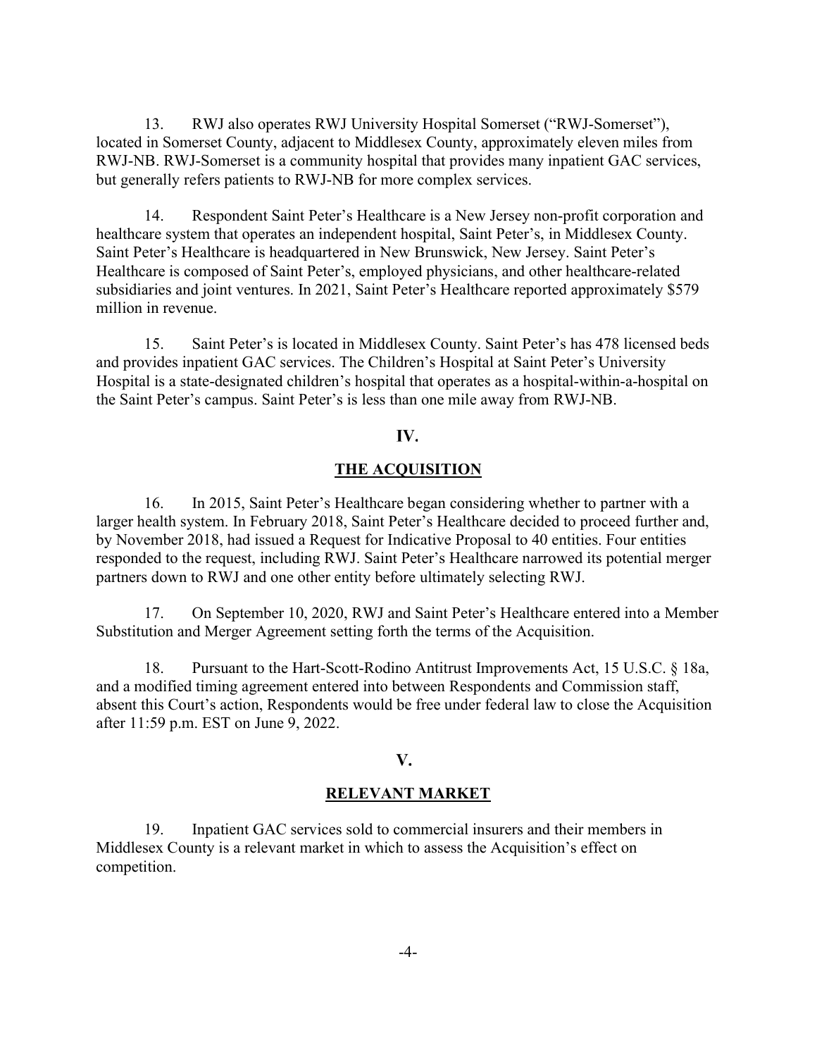13. RWJ also operates RWJ University Hospital Somerset ("RWJ-Somerset"), located in Somerset County, adjacent to Middlesex County, approximately eleven miles from RWJ-NB. RWJ-Somerset is a community hospital that provides many inpatient GAC services, but generally refers patients to RWJ-NB for more complex services.

14. Respondent Saint Peter's Healthcare is a New Jersey non-profit corporation and healthcare system that operates an independent hospital, Saint Peter's, in Middlesex County. Saint Peter's Healthcare is headquartered in New Brunswick, New Jersey. Saint Peter's Healthcare is composed of Saint Peter's, employed physicians, and other healthcare-related subsidiaries and joint ventures. In 2021, Saint Peter's Healthcare reported approximately $579 million in revenue.

15. Saint Peter's is located in Middlesex County. Saint Peter's has 478 licensed beds and provides inpatient GAC services. The Children's Hospital at Saint Peter's University Hospital is a state-designated children's hospital that operates as a hospital-within-a-hospital on the Saint Peter's campus. Saint Peter's is less than one mile away from RWJ-NB.

## IV.

## THE ACQUISITION

16. In 2015, Saint Peter's Healthcare began considering whether to partner with a larger health system. In February 2018, Saint Peter's Healthcare decided to proceed further and, by November 2018, had issued a Request for Indicative Proposal to 40 entities. Four entities responded to the request, including RWJ. Saint Peter's Healthcare narrowed its potential merger partners down to RWJ and one other entity before ultimately selecting RWJ.

17. On September 10, 2020, RWJ and Saint Peter's Healthcare entered into a Member Substitution and Merger Agreement setting forth the terms of the Acquisition.

18. Pursuant to the Hart-Scott-Rodino Antitrust Improvements Act, 15 U.S.C. § 18a, and a modified timing agreement entered into between Respondents and Commission staff, absent this Court's action, Respondents would be free under federal law to close the Acquisition after 11:59 p.m. EST on June 9, 2022.

## V.

## RELEVANT MARKET

19. Inpatient GAC services sold to commercial insurers and their members in Middlesex County is a relevant market in which to assess the Acquisition's effect on competition.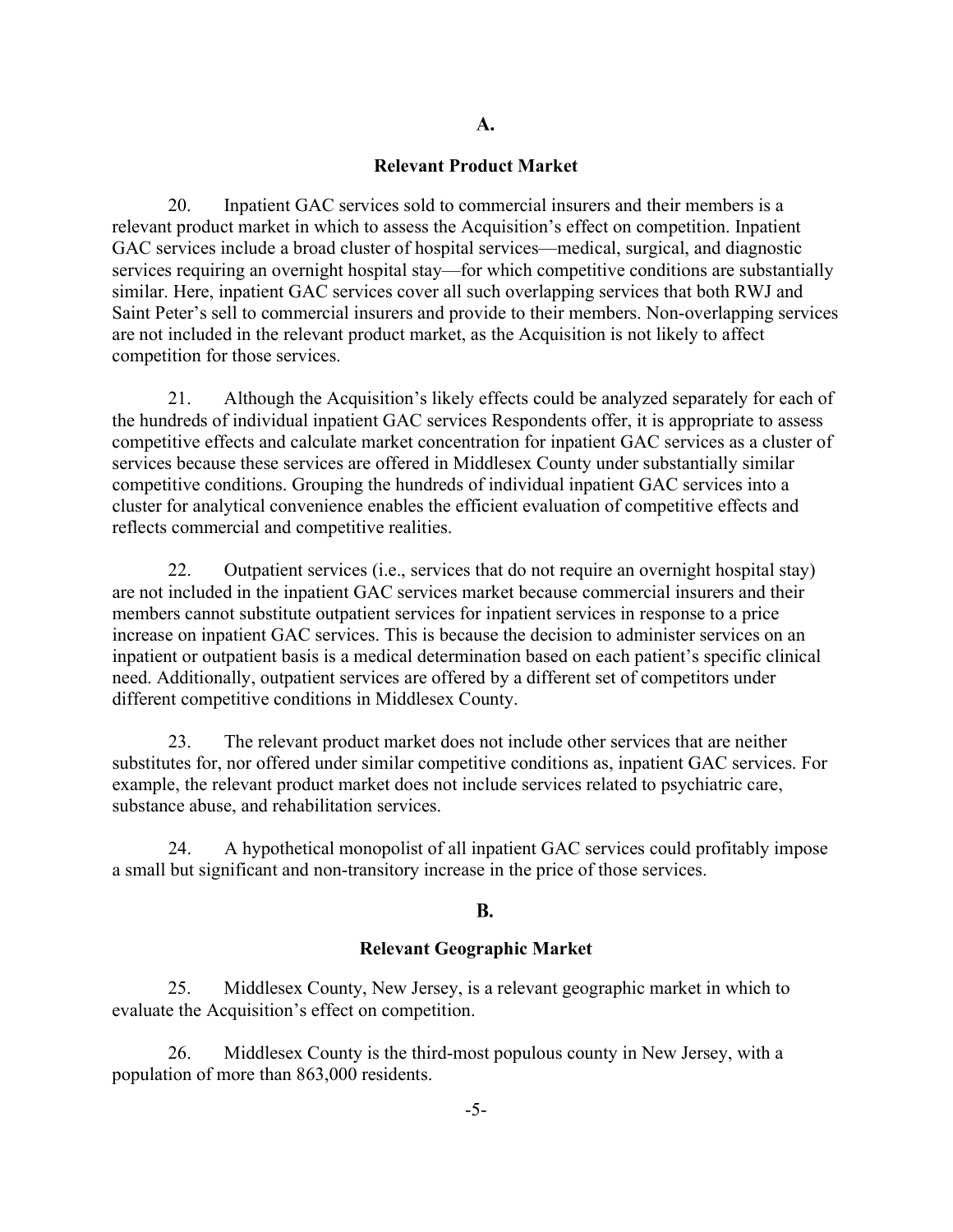## A.

### Relevant Product Market

20. Inpatient GAC services sold to commercial insurers and their members is a relevant product market in which to assess the Acquisition's effect on competition. Inpatient GAC services include a broad cluster of hospital services—medical, surgical, and diagnostic services requiring an overnight hospital stay—for which competitive conditions are substantially similar. Here, inpatient GAC services cover all such overlapping services that both RWJ and Saint Peter's sell to commercial insurers and provide to their members. Non-overlapping services are not included in the relevant product market, as the Acquisition is not likely to affect competition for those services.

21. Although the Acquisition's likely effects could be analyzed separately for each of the hundreds of individual inpatient GAC services Respondents offer, it is appropriate to assess competitive effects and calculate market concentration for inpatient GAC services as a cluster of services because these services are offered in Middlesex County under substantially similar competitive conditions. Grouping the hundreds of individual inpatient GAC services into a cluster for analytical convenience enables the efficient evaluation of competitive effects and reflects commercial and competitive realities.

22. Outpatient services (i.e., services that do not require an overnight hospital stay) are not included in the inpatient GAC services market because commercial insurers and their members cannot substitute outpatient services for inpatient services in response to a price increase on inpatient GAC services. This is because the decision to administer services on an inpatient or outpatient basis is a medical determination based on each patient's specific clinical need. Additionally, outpatient services are offered by a different set of competitors under different competitive conditions in Middlesex County.

23. The relevant product market does not include other services that are neither substitutes for, nor offered under similar competitive conditions as, inpatient GAC services. For example, the relevant product market does not include services related to psychiatric care, substance abuse, and rehabilitation services.

24. A hypothetical monopolist of all inpatient GAC services could profitably impose a small but significant and non-transitory increase in the price of those services.

## B.

### Relevant Geographic Market

25. Middlesex County, New Jersey, is a relevant geographic market in which to evaluate the Acquisition's effect on competition.

26. Middlesex County is the third-most populous county in New Jersey, with a population of more than 863,000 residents.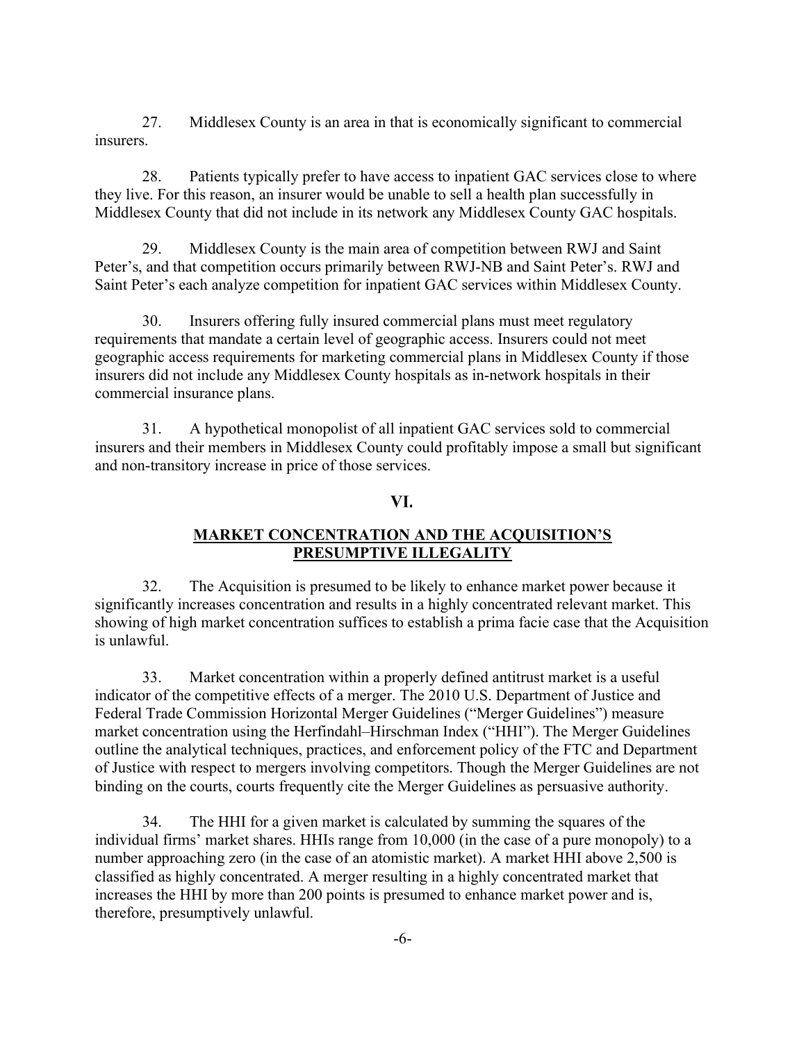27. Middlesex County is an area in that is economically significant to commercial insurers.

28. Patients typically prefer to have access to inpatient GAC services close to where they live. For this reason, an insurer would be unable to sell a health plan successfully in Middlesex County that did not include in its network any Middlesex County GAC hospitals.

29. Middlesex County is the main area of competition between RWJ and Saint Peter's, and that competition occurs primarily between RWJ-NB and Saint Peter's. RWJ and Saint Peter's each analyze competition for inpatient GAC services within Middlesex County.

30. Insurers offering fully insured commercial plans must meet regulatory requirements that mandate a certain level of geographic access. Insurers could not meet geographic access requirements for marketing commercial plans in Middlesex County if those insurers did not include any Middlesex County hospitals as in-network hospitals in their commercial insurance plans.

31. A hypothetical monopolist of all inpatient GAC services sold to commercial insurers and their members in Middlesex County could profitably impose a small but significant and non-transitory increase in price of those services.

## VI.

## MARKET CONCENTRATION AND THE ACQUISITION'S PRESUMPTIVE ILLEGALITY

32. The Acquisition is presumed to be likely to enhance market power because it significantly increases concentration and results in a highly concentrated relevant market. This showing of high market concentration suffices to establish a prima facie case that the Acquisition is unlawful.

33. Market concentration within a properly defined antitrust market is a useful indicator of the competitive effects of a merger. The 2010 U.S. Department of Justice and Federal Trade Commission Horizontal Merger Guidelines ("Merger Guidelines") measure market concentration using the Herfindahl–Hirschman Index ("HHI"). The Merger Guidelines outline the analytical techniques, practices, and enforcement policy of the FTC and Department of Justice with respect to mergers involving competitors. Though the Merger Guidelines are not binding on the courts, courts frequently cite the Merger Guidelines as persuasive authority.

34. The HHI for a given market is calculated by summing the squares of the individual firms' market shares. HHIs range from 10,000 (in the case of a pure monopoly) to a number approaching zero (in the case of an atomistic market). A market HHI above 2,500 is classified as highly concentrated. A merger resulting in a highly concentrated market that increases the HHI by more than 200 points is presumed to enhance market power and is, therefore, presumptively unlawful.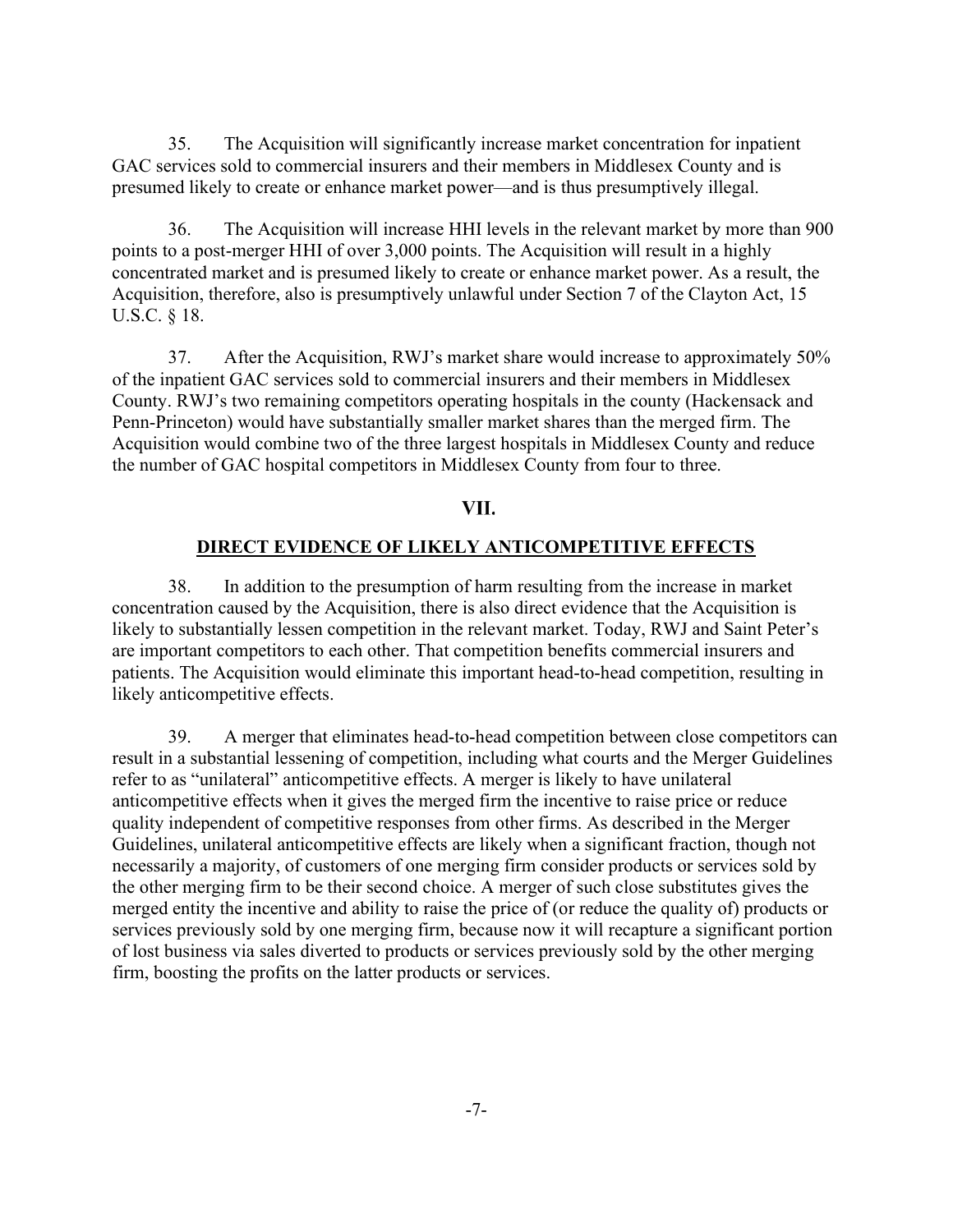35. The Acquisition will significantly increase market concentration for inpatient GAC services sold to commercial insurers and their members in Middlesex County and is presumed likely to create or enhance market power—and is thus presumptively illegal.

36. The Acquisition will increase HHI levels in the relevant market by more than 900 points to a post-merger HHI of over 3,000 points. The Acquisition will result in a highly concentrated market and is presumed likely to create or enhance market power. As a result, the Acquisition, therefore, also is presumptively unlawful under Section 7 of the Clayton Act, 15 U.S.C. § 18.

37. After the Acquisition, RWJ's market share would increase to approximately 50% of the inpatient GAC services sold to commercial insurers and their members in Middlesex County. RWJ's two remaining competitors operating hospitals in the county (Hackensack and Penn-Princeton) would have substantially smaller market shares than the merged firm. The Acquisition would combine two of the three largest hospitals in Middlesex County and reduce the number of GAC hospital competitors in Middlesex County from four to three.

## VII.

## DIRECT EVIDENCE OF LIKELY ANTICOMPETITIVE EFFECTS

38. In addition to the presumption of harm resulting from the increase in market concentration caused by the Acquisition, there is also direct evidence that the Acquisition is likely to substantially lessen competition in the relevant market. Today, RWJ and Saint Peter's are important competitors to each other. That competition benefits commercial insurers and patients. The Acquisition would eliminate this important head-to-head competition, resulting in likely anticompetitive effects.

39. A merger that eliminates head-to-head competition between close competitors can result in a substantial lessening of competition, including what courts and the Merger Guidelines refer to as "unilateral" anticompetitive effects. A merger is likely to have unilateral anticompetitive effects when it gives the merged firm the incentive to raise price or reduce quality independent of competitive responses from other firms. As described in the Merger Guidelines, unilateral anticompetitive effects are likely when a significant fraction, though not necessarily a majority, of customers of one merging firm consider products or services sold by the other merging firm to be their second choice. A merger of such close substitutes gives the merged entity the incentive and ability to raise the price of (or reduce the quality of) products or services previously sold by one merging firm, because now it will recapture a significant portion of lost business via sales diverted to products or services previously sold by the other merging firm, boosting the profits on the latter products or services.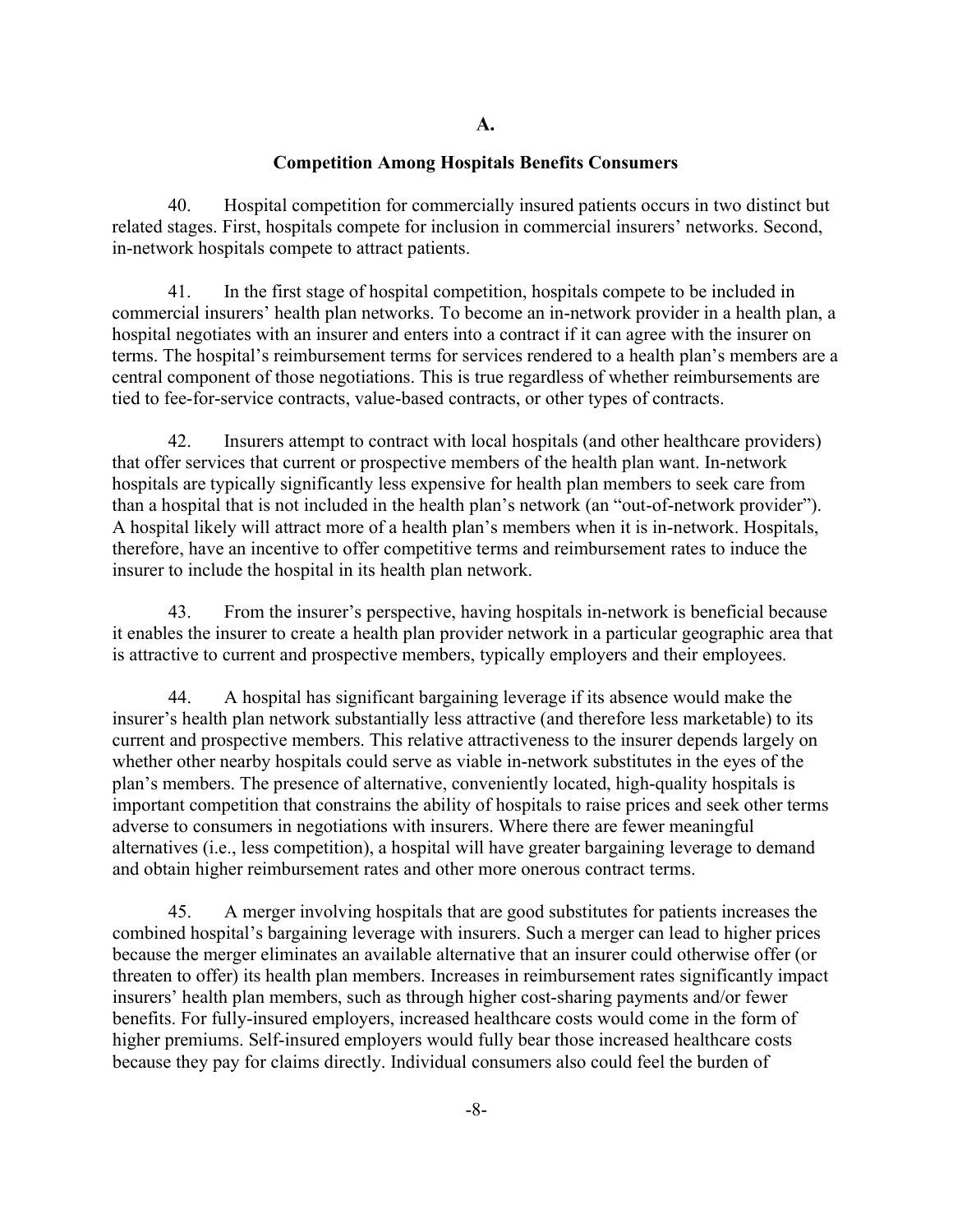**A.**

**Competition Among Hospitals Benefits Consumers**

40. Hospital competition for commercially insured patients occurs in two distinct but related stages. First, hospitals compete for inclusion in commercial insurers' networks. Second, in-network hospitals compete to attract patients.

41. In the first stage of hospital competition, hospitals compete to be included in commercial insurers' health plan networks. To become an in-network provider in a health plan, a hospital negotiates with an insurer and enters into a contract if it can agree with the insurer on terms. The hospital's reimbursement terms for services rendered to a health plan's members are a central component of those negotiations. This is true regardless of whether reimbursements are tied to fee-for-service contracts, value-based contracts, or other types of contracts.

42. Insurers attempt to contract with local hospitals (and other healthcare providers) that offer services that current or prospective members of the health plan want. In-network hospitals are typically significantly less expensive for health plan members to seek care from than a hospital that is not included in the health plan's network (an "out-of-network provider"). A hospital likely will attract more of a health plan's members when it is in-network. Hospitals, therefore, have an incentive to offer competitive terms and reimbursement rates to induce the insurer to include the hospital in its health plan network.

43. From the insurer's perspective, having hospitals in-network is beneficial because it enables the insurer to create a health plan provider network in a particular geographic area that is attractive to current and prospective members, typically employers and their employees.

44. A hospital has significant bargaining leverage if its absence would make the insurer's health plan network substantially less attractive (and therefore less marketable) to its current and prospective members. This relative attractiveness to the insurer depends largely on whether other nearby hospitals could serve as viable in-network substitutes in the eyes of the plan's members. The presence of alternative, conveniently located, high-quality hospitals is important competition that constrains the ability of hospitals to raise prices and seek other terms adverse to consumers in negotiations with insurers. Where there are fewer meaningful alternatives (i.e., less competition), a hospital will have greater bargaining leverage to demand and obtain higher reimbursement rates and other more onerous contract terms.

45. A merger involving hospitals that are good substitutes for patients increases the combined hospital's bargaining leverage with insurers. Such a merger can lead to higher prices because the merger eliminates an available alternative that an insurer could otherwise offer (or threaten to offer) its health plan members. Increases in reimbursement rates significantly impact insurers' health plan members, such as through higher cost-sharing payments and/or fewer benefits. For fully-insured employers, increased healthcare costs would come in the form of higher premiums. Self-insured employers would fully bear those increased healthcare costs because they pay for claims directly. Individual consumers also could feel the burden of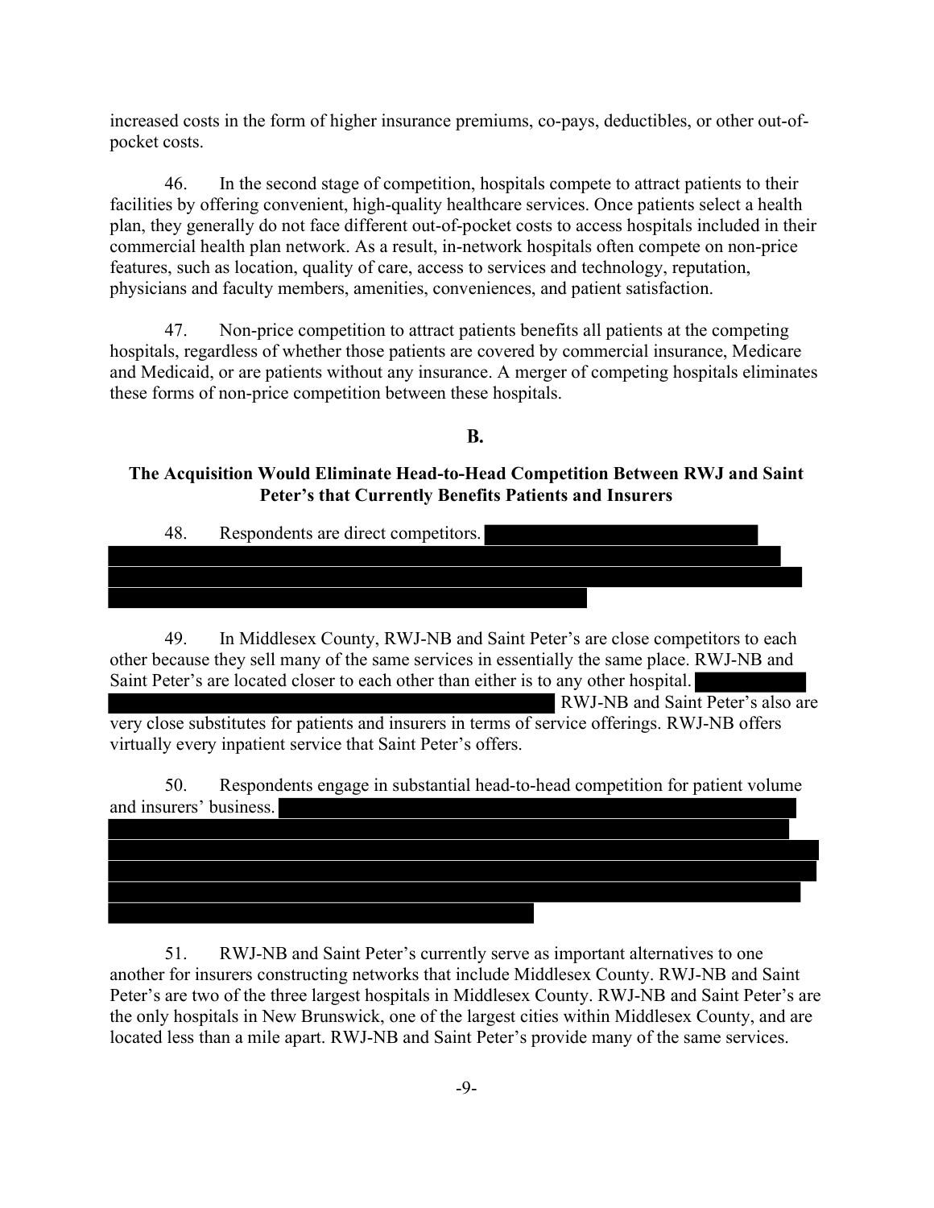increased costs in the form of higher insurance premiums, co-pays, deductibles, or other out-of-pocket costs.

46. In the second stage of competition, hospitals compete to attract patients to their facilities by offering convenient, high-quality healthcare services. Once patients select a health plan, they generally do not face different out-of-pocket costs to access hospitals included in their commercial health plan network. As a result, in-network hospitals often compete on non-price features, such as location, quality of care, access to services and technology, reputation, physicians and faculty members, amenities, conveniences, and patient satisfaction.

47. Non-price competition to attract patients benefits all patients at the competing hospitals, regardless of whether those patients are covered by commercial insurance, Medicare and Medicaid, or are patients without any insurance. A merger of competing hospitals eliminates these forms of non-price competition between these hospitals.

## B.

## The Acquisition Would Eliminate Head-to-Head Competition Between RWJ and Saint Peter's that Currently Benefits Patients and Insurers

48. Respondents are direct competitors.

49. In Middlesex County, RWJ-NB and Saint Peter's are close competitors to each other because they sell many of the same services in essentially the same place. RWJ-NB and Saint Peter's are located closer to each other than either is to any other hospital. RWJ-NB and Saint Peter's also are very close substitutes for patients and insurers in terms of service offerings. RWJ-NB offers virtually every inpatient service that Saint Peter's offers.

50. Respondents engage in substantial head-to-head competition for patient volume and insurers' business.

51. RWJ-NB and Saint Peter's currently serve as important alternatives to one another for insurers constructing networks that include Middlesex County. RWJ-NB and Saint Peter's are two of the three largest hospitals in Middlesex County. RWJ-NB and Saint Peter's are the only hospitals in New Brunswick, one of the largest cities within Middlesex County, and are located less than a mile apart. RWJ-NB and Saint Peter's provide many of the same services.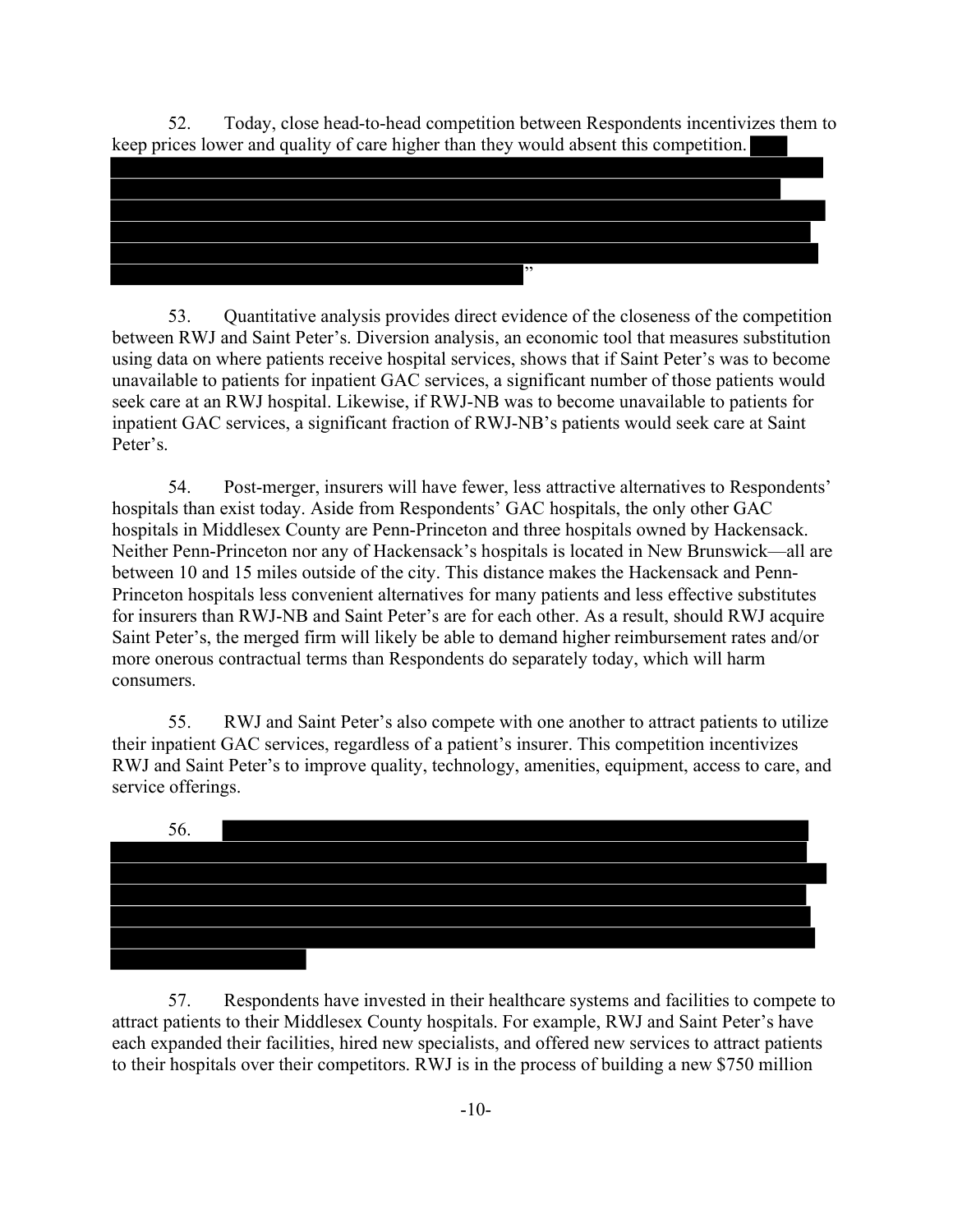52. Today, close head-to-head competition between Respondents incentivizes them to keep prices lower and quality of care higher than they would absent this competition. [REDACTED]"

53. Quantitative analysis provides direct evidence of the closeness of the competition between RWJ and Saint Peter's. Diversion analysis, an economic tool that measures substitution using data on where patients receive hospital services, shows that if Saint Peter's was to become unavailable to patients for inpatient GAC services, a significant number of those patients would seek care at an RWJ hospital. Likewise, if RWJ-NB was to become unavailable to patients for inpatient GAC services, a significant fraction of RWJ-NB's patients would seek care at Saint Peter's.

54. Post-merger, insurers will have fewer, less attractive alternatives to Respondents' hospitals than exist today. Aside from Respondents' GAC hospitals, the only other GAC hospitals in Middlesex County are Penn-Princeton and three hospitals owned by Hackensack. Neither Penn-Princeton nor any of Hackensack's hospitals is located in New Brunswick—all are between 10 and 15 miles outside of the city. This distance makes the Hackensack and Penn-Princeton hospitals less convenient alternatives for many patients and less effective substitutes for insurers than RWJ-NB and Saint Peter's are for each other. As a result, should RWJ acquire Saint Peter's, the merged firm will likely be able to demand higher reimbursement rates and/or more onerous contractual terms than Respondents do separately today, which will harm consumers.

55. RWJ and Saint Peter's also compete with one another to attract patients to utilize their inpatient GAC services, regardless of a patient's insurer. This competition incentivizes RWJ and Saint Peter's to improve quality, technology, amenities, equipment, access to care, and service offerings.

56. [REDACTED]

57. Respondents have invested in their healthcare systems and facilities to compete to attract patients to their Middlesex County hospitals. For example, RWJ and Saint Peter's have each expanded their facilities, hired new specialists, and offered new services to attract patients to their hospitals over their competitors. RWJ is in the process of building a new $750 million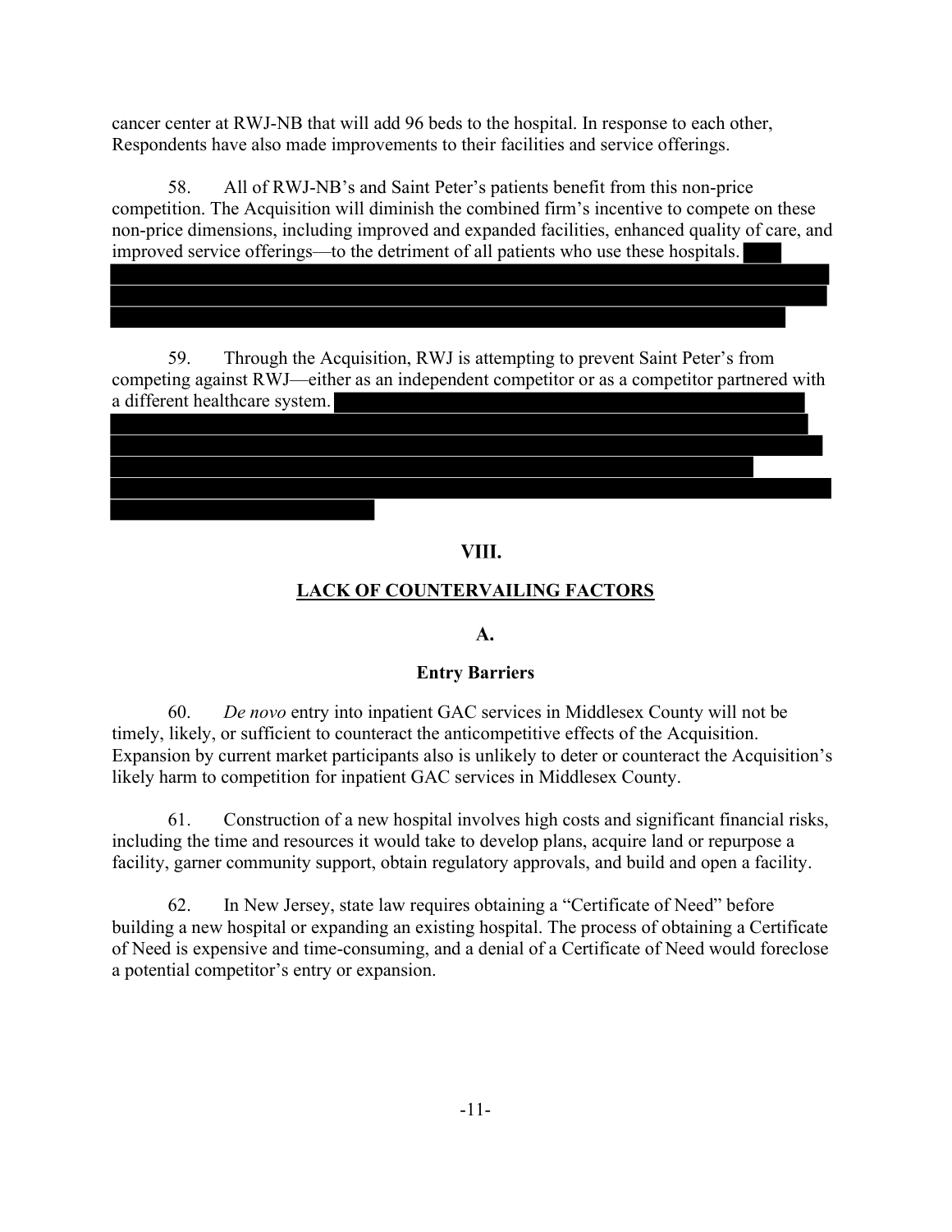cancer center at RWJ-NB that will add 96 beds to the hospital. In response to each other, Respondents have also made improvements to their facilities and service offerings.

58. All of RWJ-NB's and Saint Peter's patients benefit from this non-price competition. The Acquisition will diminish the combined firm's incentive to compete on these non-price dimensions, including improved and expanded facilities, enhanced quality of care, and improved service offerings—to the detriment of all patients who use these hospitals.

59. Through the Acquisition, RWJ is attempting to prevent Saint Peter's from competing against RWJ—either as an independent competitor or as a competitor partnered with a different healthcare system.

## VIII.

## LACK OF COUNTERVAILING FACTORS

### A.

### Entry Barriers

60. *De novo* entry into inpatient GAC services in Middlesex County will not be timely, likely, or sufficient to counteract the anticompetitive effects of the Acquisition. Expansion by current market participants also is unlikely to deter or counteract the Acquisition's likely harm to competition for inpatient GAC services in Middlesex County.

61. Construction of a new hospital involves high costs and significant financial risks, including the time and resources it would take to develop plans, acquire land or repurpose a facility, garner community support, obtain regulatory approvals, and build and open a facility.

62. In New Jersey, state law requires obtaining a "Certificate of Need" before building a new hospital or expanding an existing hospital. The process of obtaining a Certificate of Need is expensive and time-consuming, and a denial of a Certificate of Need would foreclose a potential competitor's entry or expansion.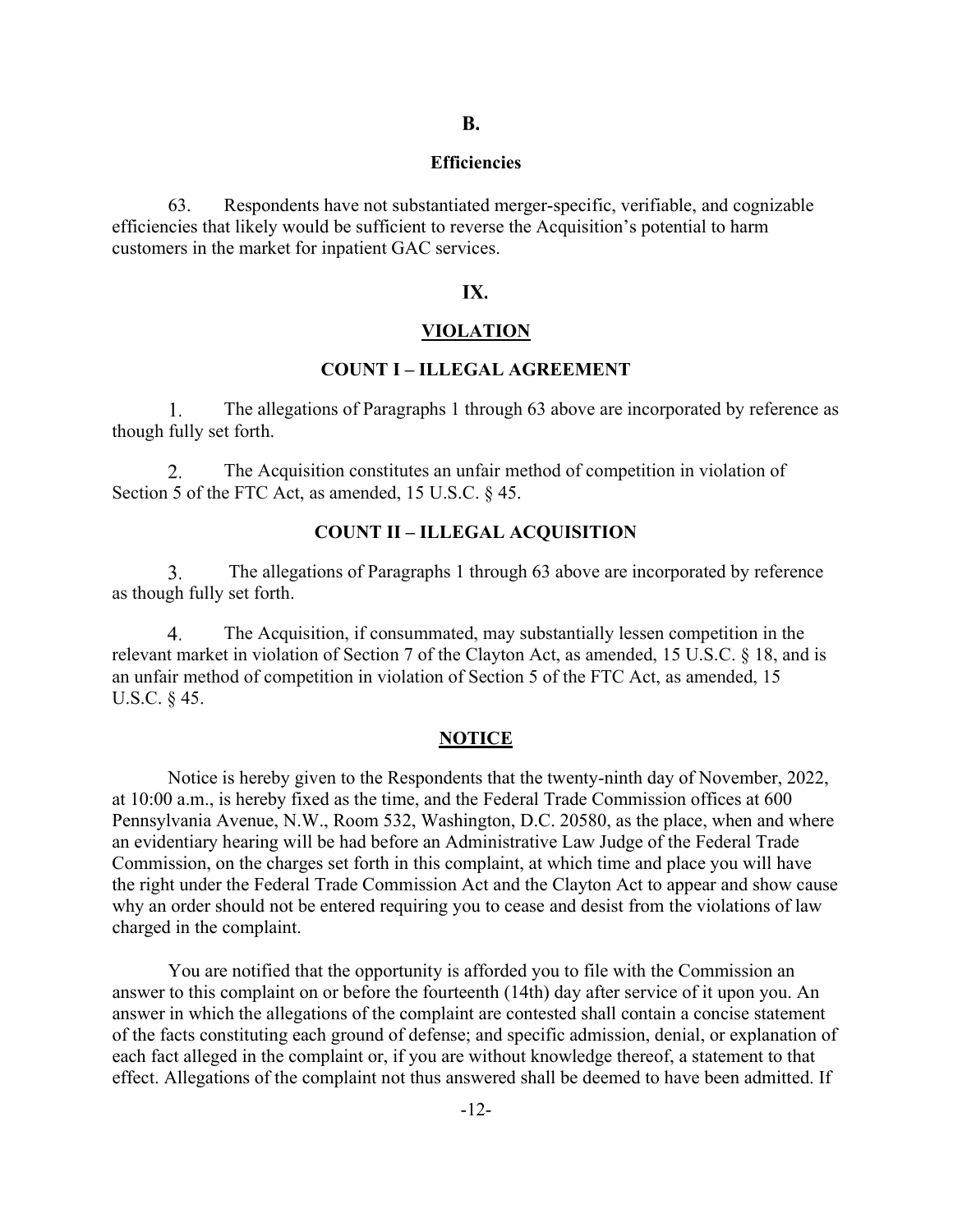## B.

## Efficiencies

63. Respondents have not substantiated merger-specific, verifiable, and cognizable efficiencies that likely would be sufficient to reverse the Acquisition's potential to harm customers in the market for inpatient GAC services.

## IX.

## VIOLATION

### COUNT I – ILLEGAL AGREEMENT

1. The allegations of Paragraphs 1 through 63 above are incorporated by reference as though fully set forth.

2. The Acquisition constitutes an unfair method of competition in violation of Section 5 of the FTC Act, as amended, 15 U.S.C. § 45.

### COUNT II – ILLEGAL ACQUISITION

3. The allegations of Paragraphs 1 through 63 above are incorporated by reference as though fully set forth.

4. The Acquisition, if consummated, may substantially lessen competition in the relevant market in violation of Section 7 of the Clayton Act, as amended, 15 U.S.C. § 18, and is an unfair method of competition in violation of Section 5 of the FTC Act, as amended, 15 U.S.C. § 45.

## NOTICE

Notice is hereby given to the Respondents that the twenty-ninth day of November, 2022, at 10:00 a.m., is hereby fixed as the time, and the Federal Trade Commission offices at 600 Pennsylvania Avenue, N.W., Room 532, Washington, D.C. 20580, as the place, when and where an evidentiary hearing will be had before an Administrative Law Judge of the Federal Trade Commission, on the charges set forth in this complaint, at which time and place you will have the right under the Federal Trade Commission Act and the Clayton Act to appear and show cause why an order should not be entered requiring you to cease and desist from the violations of law charged in the complaint.

You are notified that the opportunity is afforded you to file with the Commission an answer to this complaint on or before the fourteenth (14th) day after service of it upon you. An answer in which the allegations of the complaint are contested shall contain a concise statement of the facts constituting each ground of defense; and specific admission, denial, or explanation of each fact alleged in the complaint or, if you are without knowledge thereof, a statement to that effect. Allegations of the complaint not thus answered shall be deemed to have been admitted. If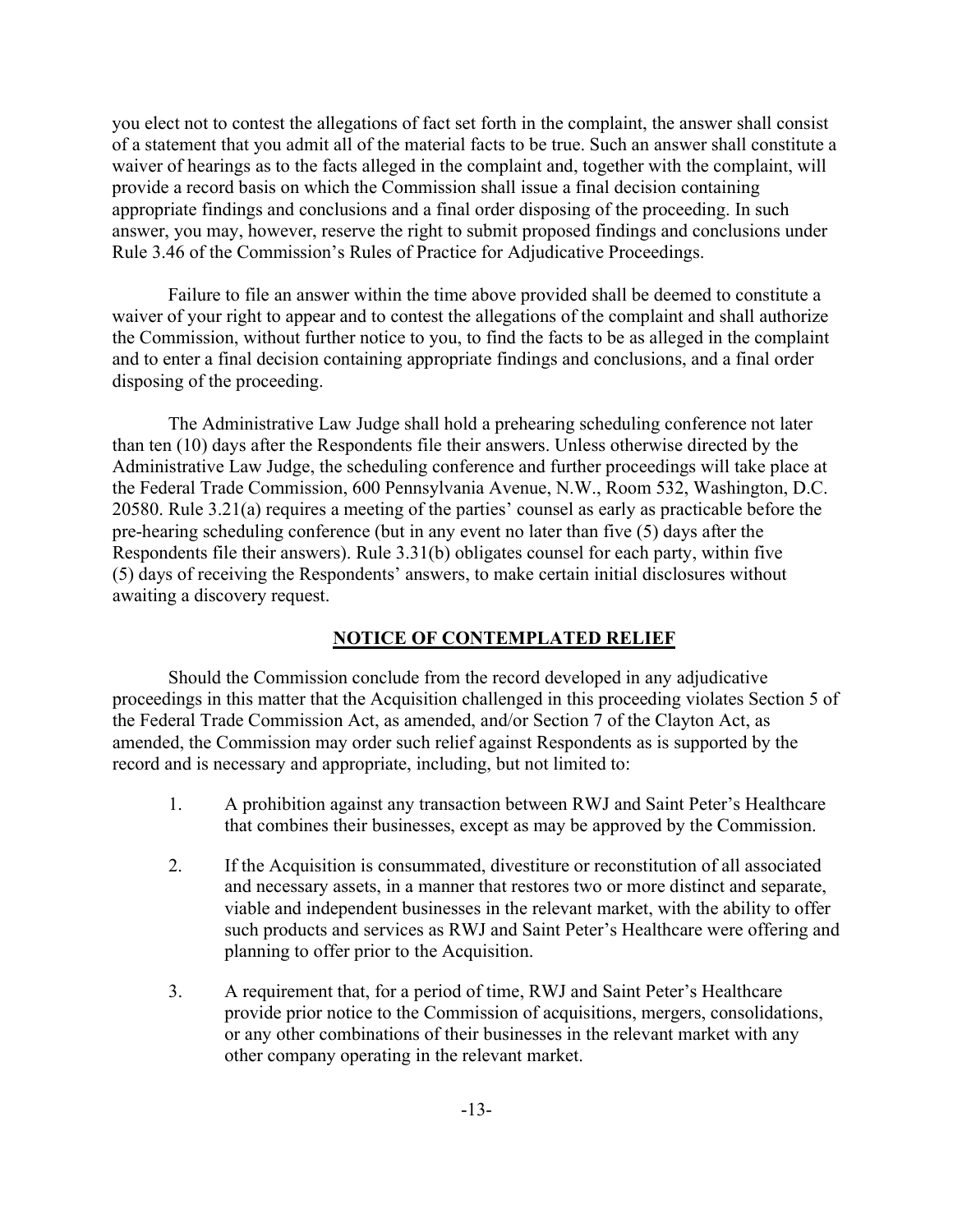you elect not to contest the allegations of fact set forth in the complaint, the answer shall consist of a statement that you admit all of the material facts to be true. Such an answer shall constitute a waiver of hearings as to the facts alleged in the complaint and, together with the complaint, will provide a record basis on which the Commission shall issue a final decision containing appropriate findings and conclusions and a final order disposing of the proceeding. In such answer, you may, however, reserve the right to submit proposed findings and conclusions under Rule 3.46 of the Commission's Rules of Practice for Adjudicative Proceedings.

Failure to file an answer within the time above provided shall be deemed to constitute a waiver of your right to appear and to contest the allegations of the complaint and shall authorize the Commission, without further notice to you, to find the facts to be as alleged in the complaint and to enter a final decision containing appropriate findings and conclusions, and a final order disposing of the proceeding.

The Administrative Law Judge shall hold a prehearing scheduling conference not later than ten (10) days after the Respondents file their answers. Unless otherwise directed by the Administrative Law Judge, the scheduling conference and further proceedings will take place at the Federal Trade Commission, 600 Pennsylvania Avenue, N.W., Room 532, Washington, D.C. 20580. Rule 3.21(a) requires a meeting of the parties' counsel as early as practicable before the pre-hearing scheduling conference (but in any event no later than five (5) days after the Respondents file their answers). Rule 3.31(b) obligates counsel for each party, within five (5) days of receiving the Respondents' answers, to make certain initial disclosures without awaiting a discovery request.

## NOTICE OF CONTEMPLATED RELIEF

Should the Commission conclude from the record developed in any adjudicative proceedings in this matter that the Acquisition challenged in this proceeding violates Section 5 of the Federal Trade Commission Act, as amended, and/or Section 7 of the Clayton Act, as amended, the Commission may order such relief against Respondents as is supported by the record and is necessary and appropriate, including, but not limited to:

1. A prohibition against any transaction between RWJ and Saint Peter's Healthcare that combines their businesses, except as may be approved by the Commission.

2. If the Acquisition is consummated, divestiture or reconstitution of all associated and necessary assets, in a manner that restores two or more distinct and separate, viable and independent businesses in the relevant market, with the ability to offer such products and services as RWJ and Saint Peter's Healthcare were offering and planning to offer prior to the Acquisition.

3. A requirement that, for a period of time, RWJ and Saint Peter's Healthcare provide prior notice to the Commission of acquisitions, mergers, consolidations, or any other combinations of their businesses in the relevant market with any other company operating in the relevant market.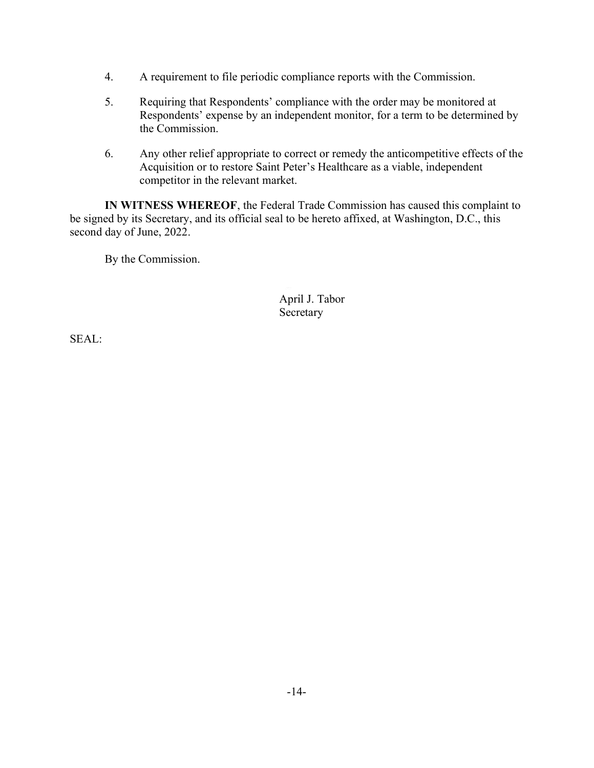4. A requirement to file periodic compliance reports with the Commission.

5. Requiring that Respondents' compliance with the order may be monitored at Respondents' expense by an independent monitor, for a term to be determined by the Commission.

6. Any other relief appropriate to correct or remedy the anticompetitive effects of the Acquisition or to restore Saint Peter's Healthcare as a viable, independent competitor in the relevant market.

**IN WITNESS WHEREOF**, the Federal Trade Commission has caused this complaint to be signed by its Secretary, and its official seal to be hereto affixed, at Washington, D.C., this second day of June, 2022.

By the Commission.

April J. Tabor
Secretary

SEAL: